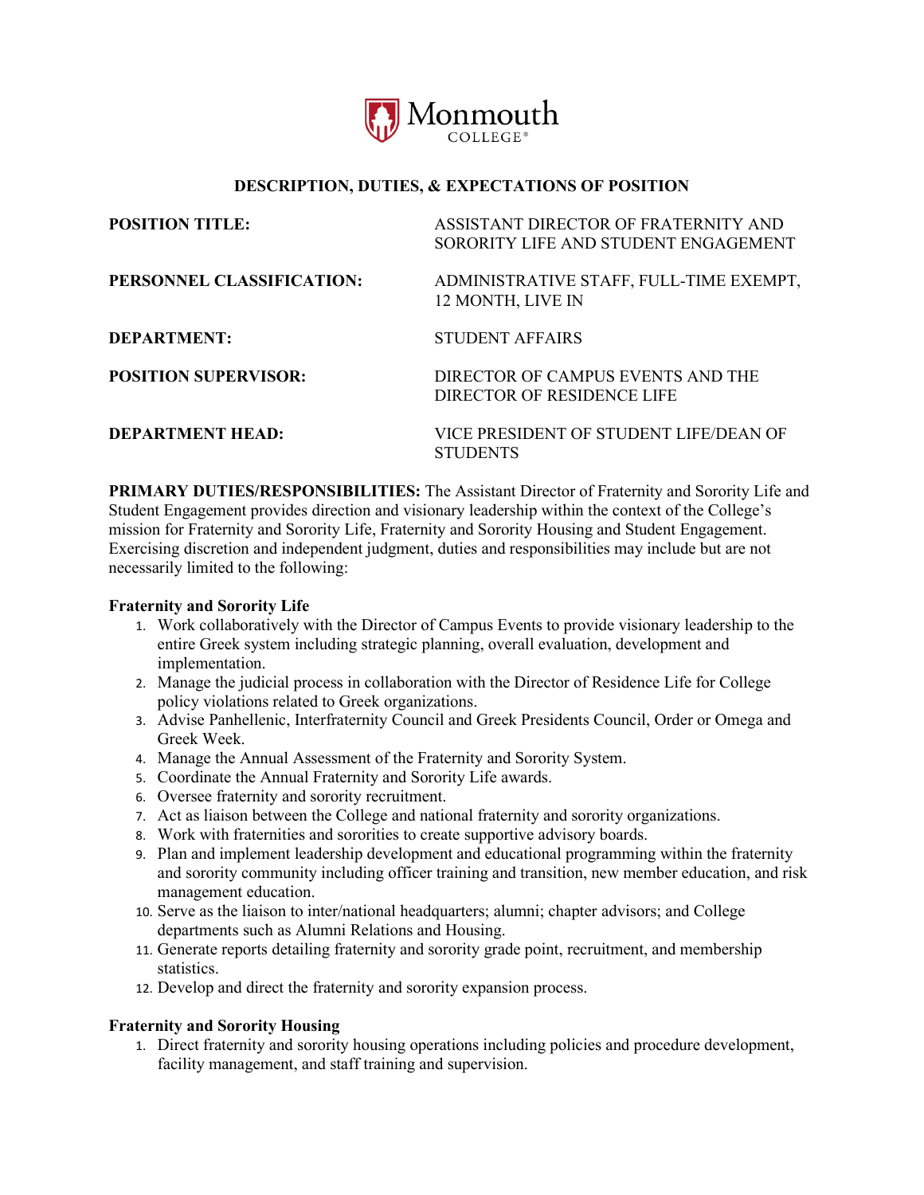Monmouth COLLEGE®

## DESCRIPTION, DUTIES, & EXPECTATIONS OF POSITION

| | |
|---|---|
| **POSITION TITLE:** | ASSISTANT DIRECTOR OF FRATERNITY AND SORORITY LIFE AND STUDENT ENGAGEMENT |
| **PERSONNEL CLASSIFICATION:** | ADMINISTRATIVE STAFF, FULL-TIME EXEMPT, 12 MONTH, LIVE IN |
| **DEPARTMENT:** | STUDENT AFFAIRS |
| **POSITION SUPERVISOR:** | DIRECTOR OF CAMPUS EVENTS AND THE DIRECTOR OF RESIDENCE LIFE |
| **DEPARTMENT HEAD:** | VICE PRESIDENT OF STUDENT LIFE/DEAN OF STUDENTS |

**PRIMARY DUTIES/RESPONSIBILITIES:** The Assistant Director of Fraternity and Sorority Life and Student Engagement provides direction and visionary leadership within the context of the College's mission for Fraternity and Sorority Life, Fraternity and Sorority Housing and Student Engagement. Exercising discretion and independent judgment, duties and responsibilities may include but are not necessarily limited to the following:

### Fraternity and Sorority Life

1. Work collaboratively with the Director of Campus Events to provide visionary leadership to the entire Greek system including strategic planning, overall evaluation, development and implementation.
2. Manage the judicial process in collaboration with the Director of Residence Life for College policy violations related to Greek organizations.
3. Advise Panhellenic, Interfraternity Council and Greek Presidents Council, Order or Omega and Greek Week.
4. Manage the Annual Assessment of the Fraternity and Sorority System.
5. Coordinate the Annual Fraternity and Sorority Life awards.
6. Oversee fraternity and sorority recruitment.
7. Act as liaison between the College and national fraternity and sorority organizations.
8. Work with fraternities and sororities to create supportive advisory boards.
9. Plan and implement leadership development and educational programming within the fraternity and sorority community including officer training and transition, new member education, and risk management education.
10. Serve as the liaison to inter/national headquarters; alumni; chapter advisors; and College departments such as Alumni Relations and Housing.
11. Generate reports detailing fraternity and sorority grade point, recruitment, and membership statistics.
12. Develop and direct the fraternity and sorority expansion process.

### Fraternity and Sorority Housing

1. Direct fraternity and sorority housing operations including policies and procedure development, facility management, and staff training and supervision.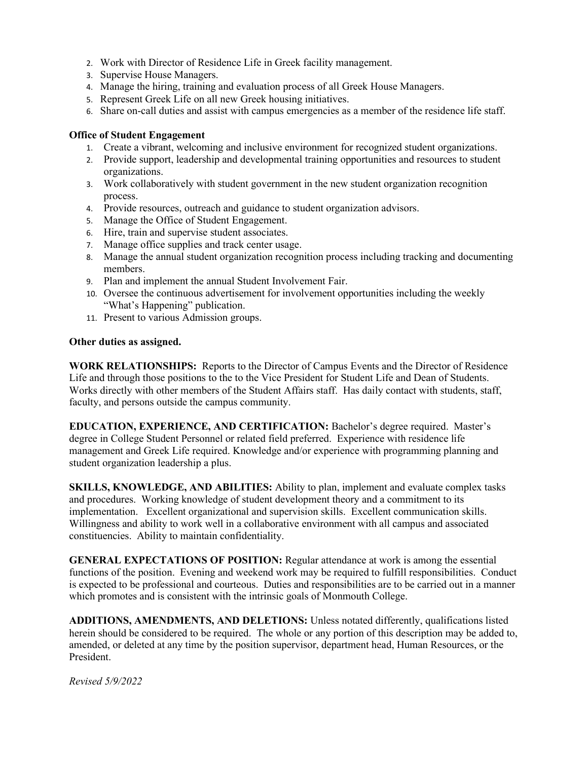2. Work with Director of Residence Life in Greek facility management.
3. Supervise House Managers.
4. Manage the hiring, training and evaluation process of all Greek House Managers.
5. Represent Greek Life on all new Greek housing initiatives.
6. Share on-call duties and assist with campus emergencies as a member of the residence life staff.

**Office of Student Engagement**

1. Create a vibrant, welcoming and inclusive environment for recognized student organizations.
2. Provide support, leadership and developmental training opportunities and resources to student organizations.
3. Work collaboratively with student government in the new student organization recognition process.
4. Provide resources, outreach and guidance to student organization advisors.
5. Manage the Office of Student Engagement.
6. Hire, train and supervise student associates.
7. Manage office supplies and track center usage.
8. Manage the annual student organization recognition process including tracking and documenting members.
9. Plan and implement the annual Student Involvement Fair.
10. Oversee the continuous advertisement for involvement opportunities including the weekly "What's Happening" publication.
11. Present to various Admission groups.

**Other duties as assigned.**

**WORK RELATIONSHIPS:** Reports to the Director of Campus Events and the Director of Residence Life and through those positions to the to the Vice President for Student Life and Dean of Students. Works directly with other members of the Student Affairs staff. Has daily contact with students, staff, faculty, and persons outside the campus community.

**EDUCATION, EXPERIENCE, AND CERTIFICATION:** Bachelor's degree required. Master's degree in College Student Personnel or related field preferred. Experience with residence life management and Greek Life required. Knowledge and/or experience with programming planning and student organization leadership a plus.

**SKILLS, KNOWLEDGE, AND ABILITIES:** Ability to plan, implement and evaluate complex tasks and procedures. Working knowledge of student development theory and a commitment to its implementation. Excellent organizational and supervision skills. Excellent communication skills. Willingness and ability to work well in a collaborative environment with all campus and associated constituencies. Ability to maintain confidentiality.

**GENERAL EXPECTATIONS OF POSITION:** Regular attendance at work is among the essential functions of the position. Evening and weekend work may be required to fulfill responsibilities. Conduct is expected to be professional and courteous. Duties and responsibilities are to be carried out in a manner which promotes and is consistent with the intrinsic goals of Monmouth College.

**ADDITIONS, AMENDMENTS, AND DELETIONS:** Unless notated differently, qualifications listed herein should be considered to be required. The whole or any portion of this description may be added to, amended, or deleted at any time by the position supervisor, department head, Human Resources, or the President.

*Revised 5/9/2022*